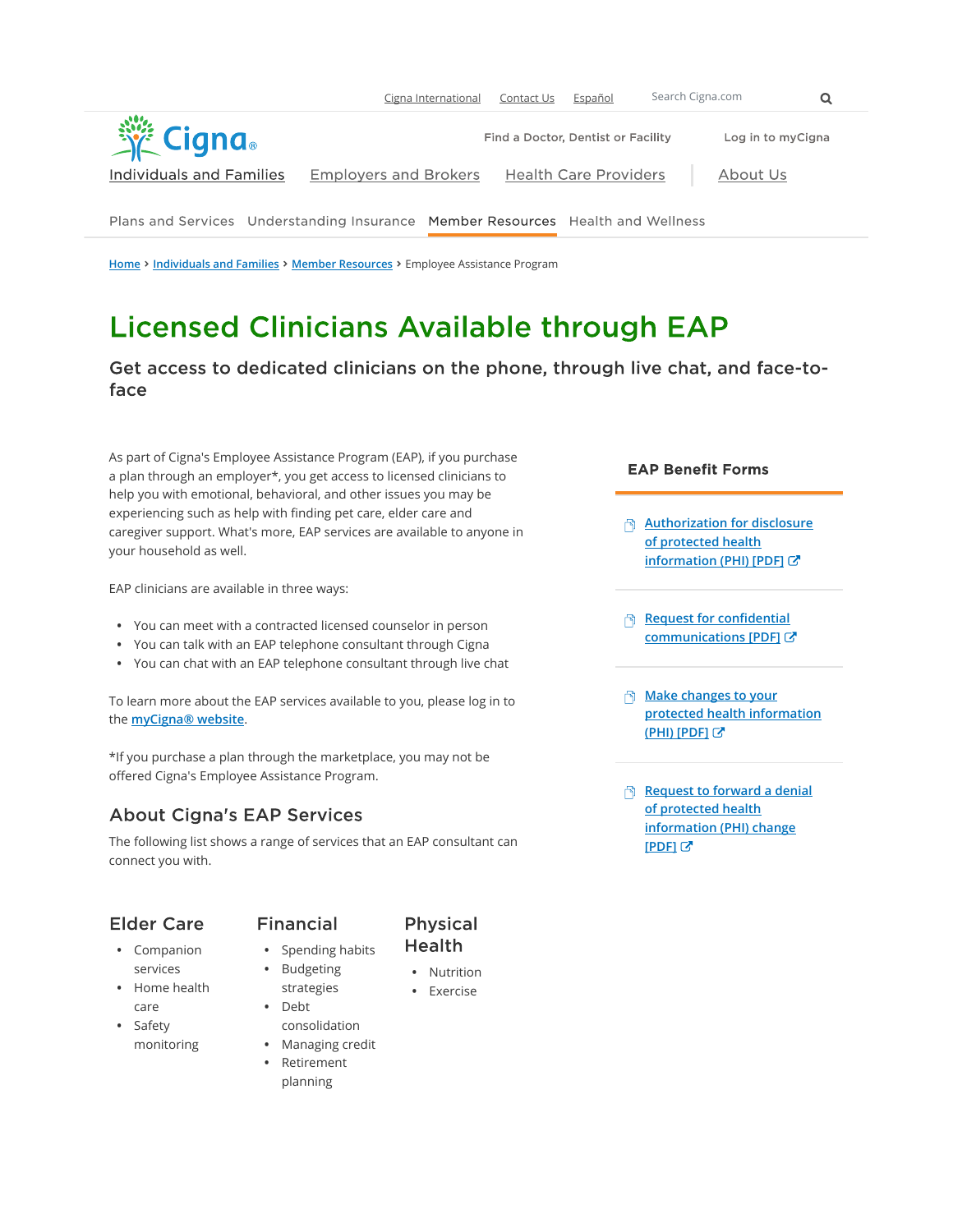Cigna International Contact Us Español Search Cigna.com

Find a Doctor, Dentist or Facility Log in to myCigna

Individuals and Families Employers and Brokers Health Care Providers About Us

Plans and Services Understanding Insurance Member Resources Health and Wellness

Home › Individuals and Families › Member Resources › Employee Assistance Program

# Licensed Clinicians Available through EAP

## Get access to dedicated clinicians on the phone, through live chat, and face-to-face

As part of Cigna's Employee Assistance Program (EAP), if you purchase a plan through an employer*, you get access to licensed clinicians to help you with emotional, behavioral, and other issues you may be experiencing such as help with finding pet care, elder care and caregiver support. What's more, EAP services are available to anyone in your household as well.

EAP clinicians are available in three ways:

- You can meet with a contracted licensed counselor in person
- You can talk with an EAP telephone consultant through Cigna
- You can chat with an EAP telephone consultant through live chat

To learn more about the EAP services available to you, please log in to the myCigna® website.

*If you purchase a plan through the marketplace, you may not be offered Cigna's Employee Assistance Program.

## About Cigna's EAP Services

The following list shows a range of services that an EAP consultant can connect you with.

### Elder Care

- Companion services
- Home health care
- Safety monitoring

### Financial

- Spending habits
- Budgeting strategies
- Debt consolidation
- Managing credit
- Retirement planning

### Physical Health

- Nutrition
- Exercise

### EAP Benefit Forms

- Authorization for disclosure of protected health information (PHI) [PDF]
- Request for confidential communications [PDF]
- Make changes to your protected health information (PHI) [PDF]
- Request to forward a denial of protected health information (PHI) change [PDF]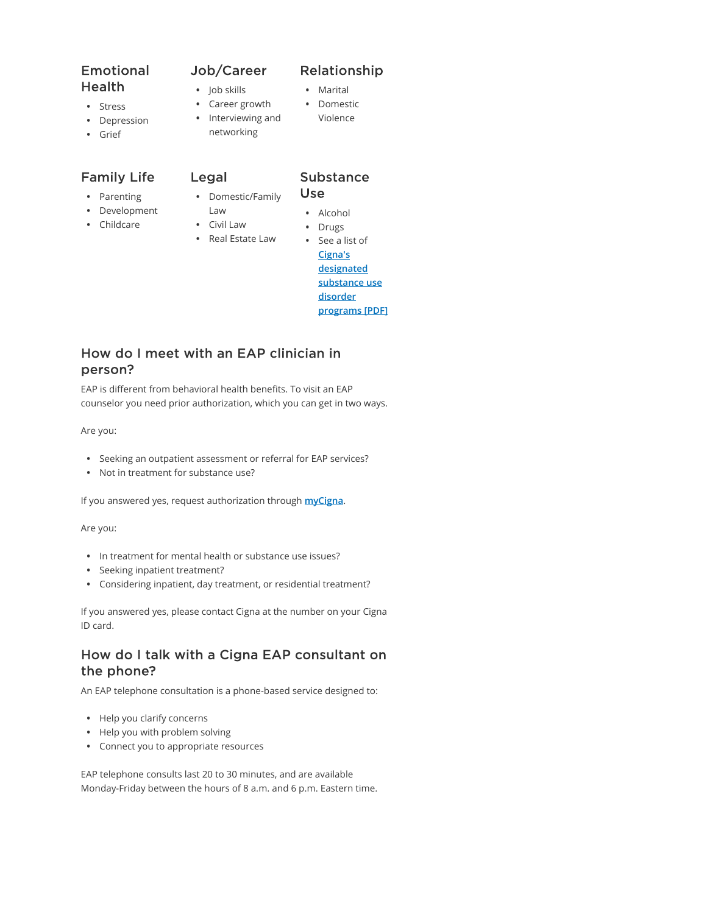### Emotional Health

- Stress
- Depression
- Grief

### Job/Career

- Job skills
- Career growth
- Interviewing and networking

### Relationship

- Marital
- Domestic Violence

### Family Life

- Parenting
- Development
- Childcare

### Legal

- Domestic/Family Law
- Civil Law
- Real Estate Law

### Substance Use

- Alcohol
- Drugs
- See a list of **Cigna's designated substance use disorder programs [PDF]**

## How do I meet with an EAP clinician in person?

EAP is different from behavioral health benefits. To visit an EAP counselor you need prior authorization, which you can get in two ways.

Are you:

- Seeking an outpatient assessment or referral for EAP services?
- Not in treatment for substance use?

If you answered yes, request authorization through **myCigna**.

Are you:

- In treatment for mental health or substance use issues?
- Seeking inpatient treatment?
- Considering inpatient, day treatment, or residential treatment?

If you answered yes, please contact Cigna at the number on your Cigna ID card.

## How do I talk with a Cigna EAP consultant on the phone?

An EAP telephone consultation is a phone-based service designed to:

- Help you clarify concerns
- Help you with problem solving
- Connect you to appropriate resources

EAP telephone consults last 20 to 30 minutes, and are available Monday-Friday between the hours of 8 a.m. and 6 p.m. Eastern time.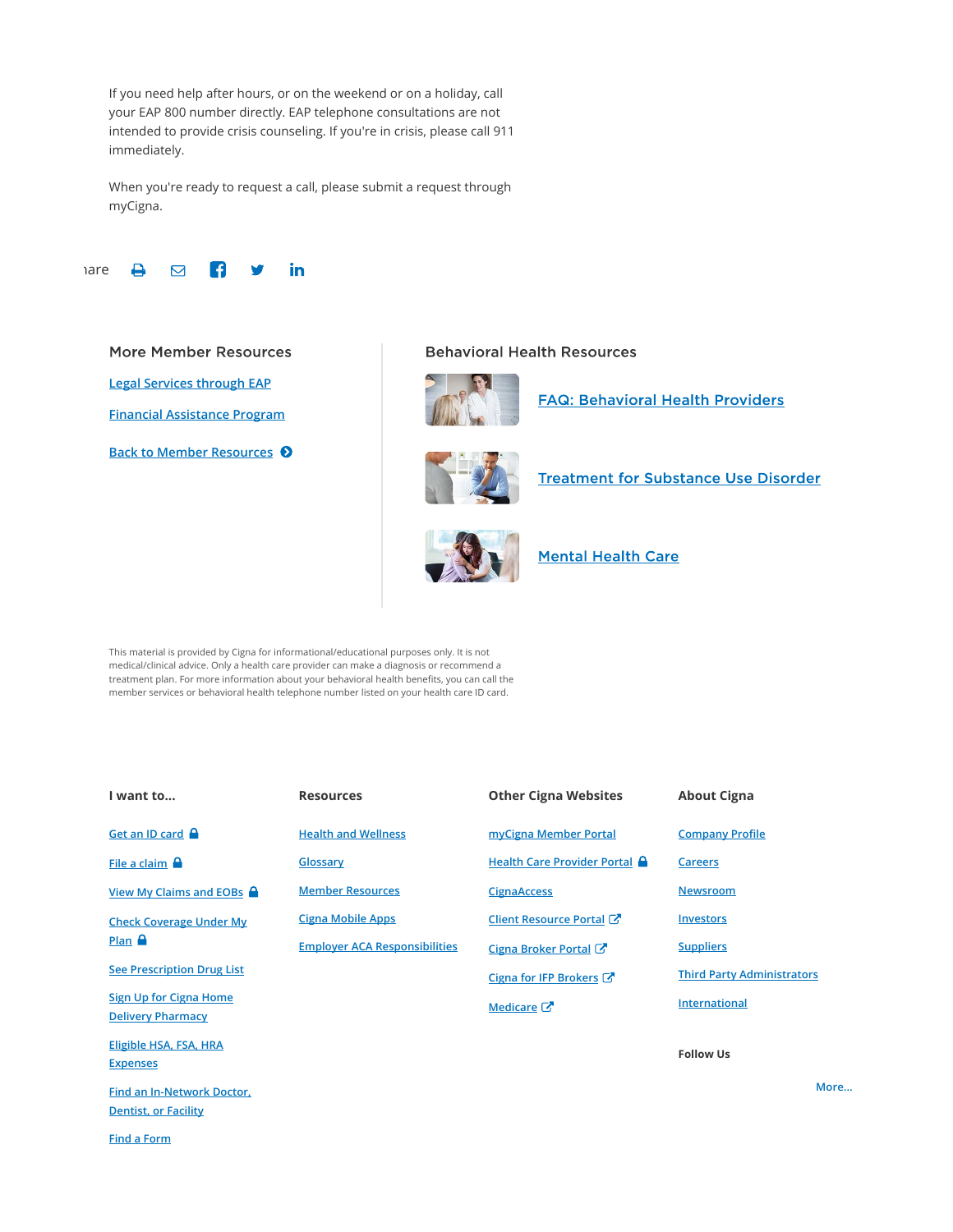If you need help after hours, or on the weekend or on a holiday, call your EAP 800 number directly. EAP telephone consultations are not intended to provide crisis counseling. If you're in crisis, please call 911 immediately.

When you're ready to request a call, please submit a request through myCigna.

Share

### More Member Resources

[Legal Services through EAP]

[Financial Assistance Program]

[Back to Member Resources]

### Behavioral Health Resources

[FAQ: Behavioral Health Providers]

[Treatment for Substance Use Disorder]

[Mental Health Care]

This material is provided by Cigna for informational/educational purposes only. It is not medical/clinical advice. Only a health care provider can make a diagnosis or recommend a treatment plan. For more information about your behavioral health benefits, you can call the member services or behavioral health telephone number listed on your health care ID card.

**I want to...**

- Get an ID card
- File a claim
- View My Claims and EOBs
- Check Coverage Under My Plan
- See Prescription Drug List
- Sign Up for Cigna Home Delivery Pharmacy
- Eligible HSA, FSA, HRA Expenses
- Find an In-Network Doctor, Dentist, or Facility
- Find a Form

**Resources**

- Health and Wellness
- Glossary
- Member Resources
- Cigna Mobile Apps
- Employer ACA Responsibilities

**Other Cigna Websites**

- myCigna Member Portal
- Health Care Provider Portal
- CignaAccess
- Client Resource Portal
- Cigna Broker Portal
- Cigna for IFP Brokers
- Medicare

**About Cigna**

- Company Profile
- Careers
- Newsroom
- Investors
- Suppliers
- Third Party Administrators
- International

**Follow Us**

More...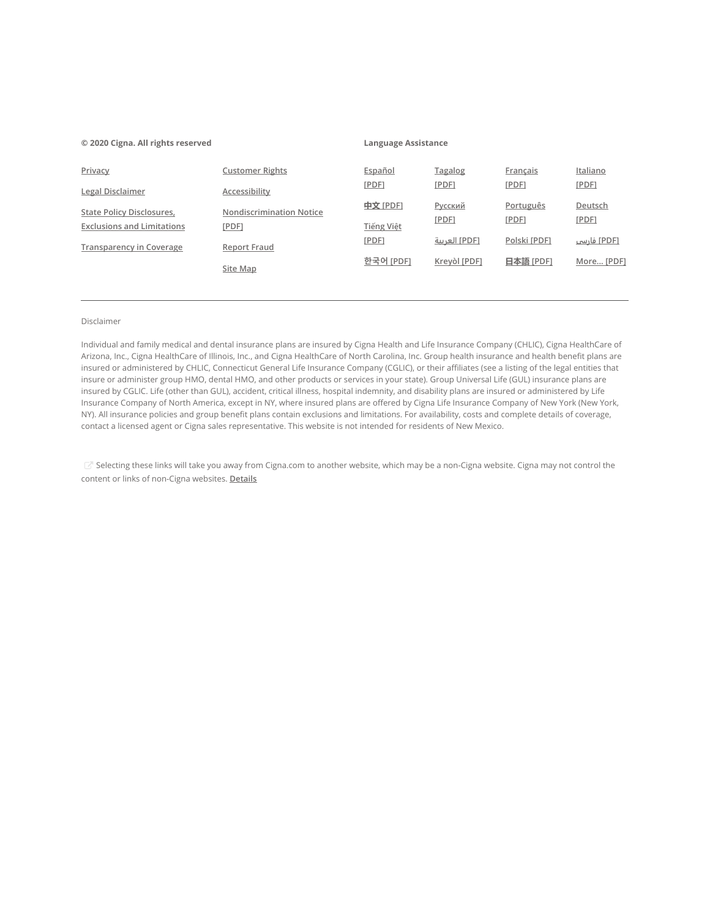**© 2020 Cigna. All rights reserved**

Privacy

Legal Disclaimer

State Policy Disclosures, Exclusions and Limitations

Transparency in Coverage

Customer Rights

Accessibility

Nondiscrimination Notice [PDF]

Report Fraud

Site Map

**Language Assistance**

Español [PDF]

中文 [PDF]

Tiếng Việt [PDF]

한국어 [PDF]

Tagalog [PDF]

Русский [PDF]

العربية [PDF]

Kreyòl [PDF]

Français [PDF]

Português [PDF]

Polski [PDF]

日本語 [PDF]

Italiano [PDF]

Deutsch [PDF]

فارسی [PDF]

More... [PDF]

---

Disclaimer

Individual and family medical and dental insurance plans are insured by Cigna Health and Life Insurance Company (CHLIC), Cigna HealthCare of Arizona, Inc., Cigna HealthCare of Illinois, Inc., and Cigna HealthCare of North Carolina, Inc. Group health insurance and health benefit plans are insured or administered by CHLIC, Connecticut General Life Insurance Company (CGLIC), or their affiliates (see a listing of the legal entities that insure or administer group HMO, dental HMO, and other products or services in your state). Group Universal Life (GUL) insurance plans are insured by CGLIC. Life (other than GUL), accident, critical illness, hospital indemnity, and disability plans are insured or administered by Life Insurance Company of North America, except in NY, where insured plans are offered by Cigna Life Insurance Company of New York (New York, NY). All insurance policies and group benefit plans contain exclusions and limitations. For availability, costs and complete details of coverage, contact a licensed agent or Cigna sales representative. This website is not intended for residents of New Mexico.

Selecting these links will take you away from Cigna.com to another website, which may be a non-Cigna website. Cigna may not control the content or links of non-Cigna websites. **Details**